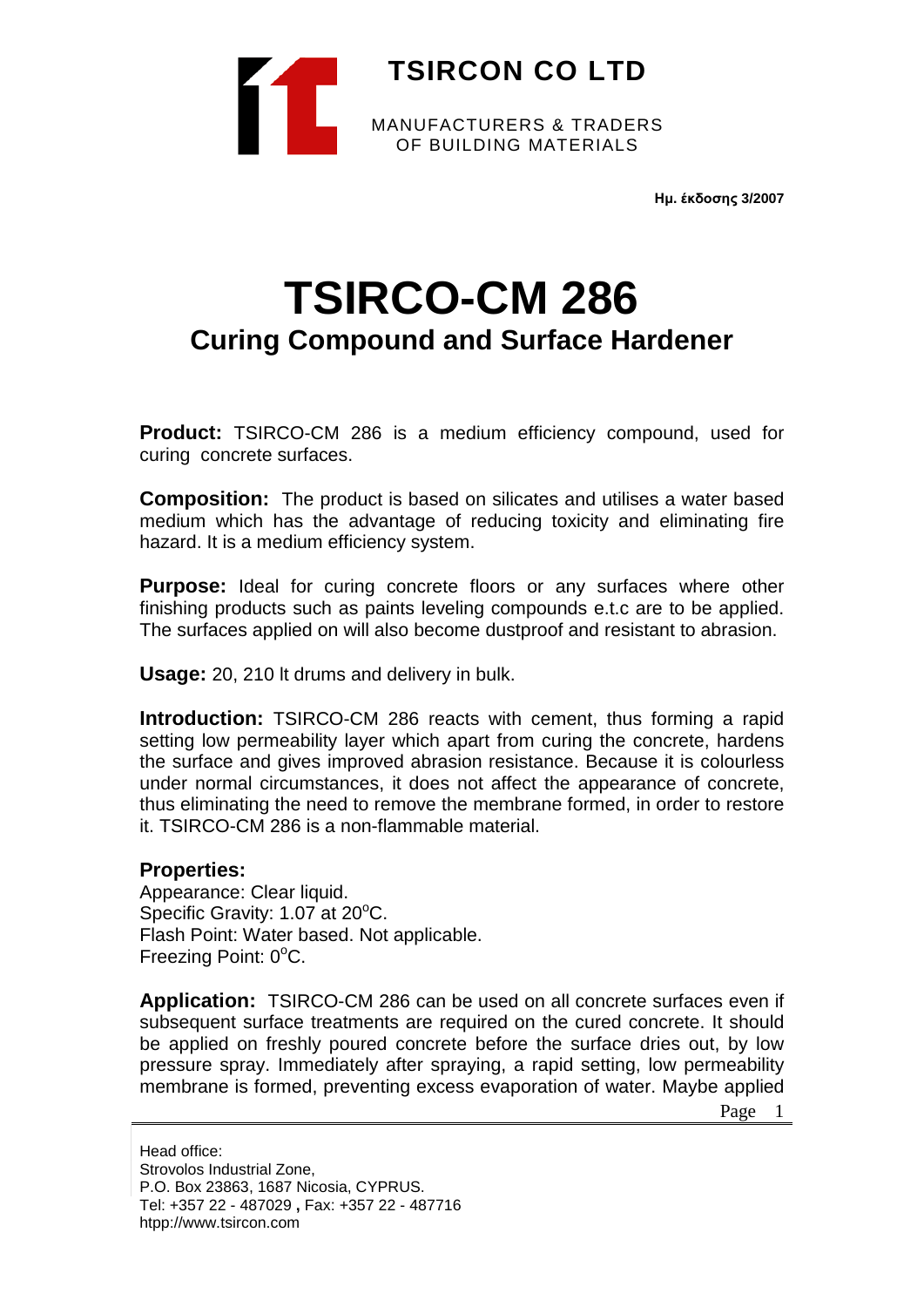# TSIRCON CO LTD

MANUFACTURERS & TRADERS
OF BUILDING MATERIALS

**Ημ. έκδοσης 3/2007**

# TSIRCO-CM 286

## Curing Compound and Surface Hardener

**Product:** TSIRCO-CM 286 is a medium efficiency compound, used for curing concrete surfaces.

**Composition:** The product is based on silicates and utilises a water based medium which has the advantage of reducing toxicity and eliminating fire hazard. It is a medium efficiency system.

**Purpose:** Ideal for curing concrete floors or any surfaces where other finishing products such as paints leveling compounds e.t.c are to be applied. The surfaces applied on will also become dustproof and resistant to abrasion.

**Usage:** 20, 210 lt drums and delivery in bulk.

**Introduction:** TSIRCO-CM 286 reacts with cement, thus forming a rapid setting low permeability layer which apart from curing the concrete, hardens the surface and gives improved abrasion resistance. Because it is colourless under normal circumstances, it does not affect the appearance of concrete, thus eliminating the need to remove the membrane formed, in order to restore it. TSIRCO-CM 286 is a non-flammable material.

### Properties:

Appearance: Clear liquid.
Specific Gravity: 1.07 at 20$^o$C.
Flash Point: Water based. Not applicable.
Freezing Point: 0$^o$C.

**Application:** TSIRCO-CM 286 can be used on all concrete surfaces even if subsequent surface treatments are required on the cured concrete. It should be applied on freshly poured concrete before the surface dries out, by low pressure spray. Immediately after spraying, a rapid setting, low permeability membrane is formed, preventing excess evaporation of water. Maybe applied

Head office:
Strovolos Industrial Zone,
P.O. Box 23863, 1687 Nicosia, CYPRUS.
Tel: +357 22 - 487029 , Fax: +357 22 - 487716
htpp://www.tsircon.com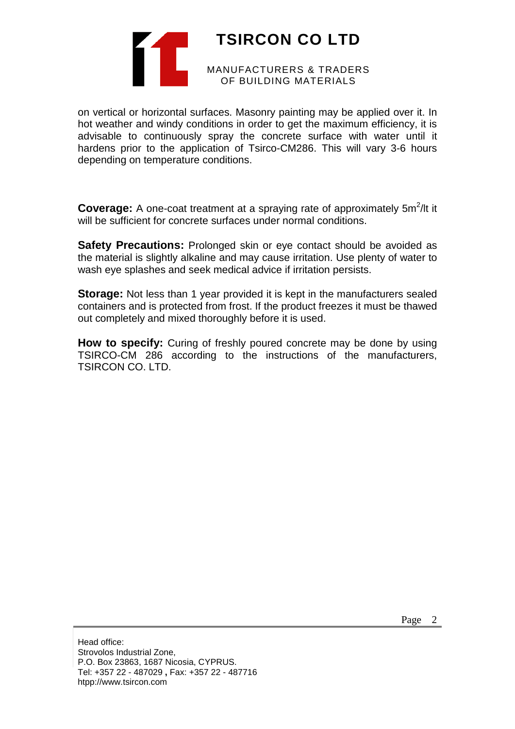on vertical or horizontal surfaces. Masonry painting may be applied over it. In hot weather and windy conditions in order to get the maximum efficiency, it is advisable to continuously spray the concrete surface with water until it hardens prior to the application of Tsirco-CM286. This will vary 3-6 hours depending on temperature conditions.

**Coverage:** A one-coat treatment at a spraying rate of approximately $5m^2$/lt it will be sufficient for concrete surfaces under normal conditions.

**Safety Precautions:** Prolonged skin or eye contact should be avoided as the material is slightly alkaline and may cause irritation. Use plenty of water to wash eye splashes and seek medical advice if irritation persists.

**Storage:** Not less than 1 year provided it is kept in the manufacturers sealed containers and is protected from frost. If the product freezes it must be thawed out completely and mixed thoroughly before it is used.

**How to specify:** Curing of freshly poured concrete may be done by using TSIRCO-CM 286 according to the instructions of the manufacturers, TSIRCON CO. LTD.